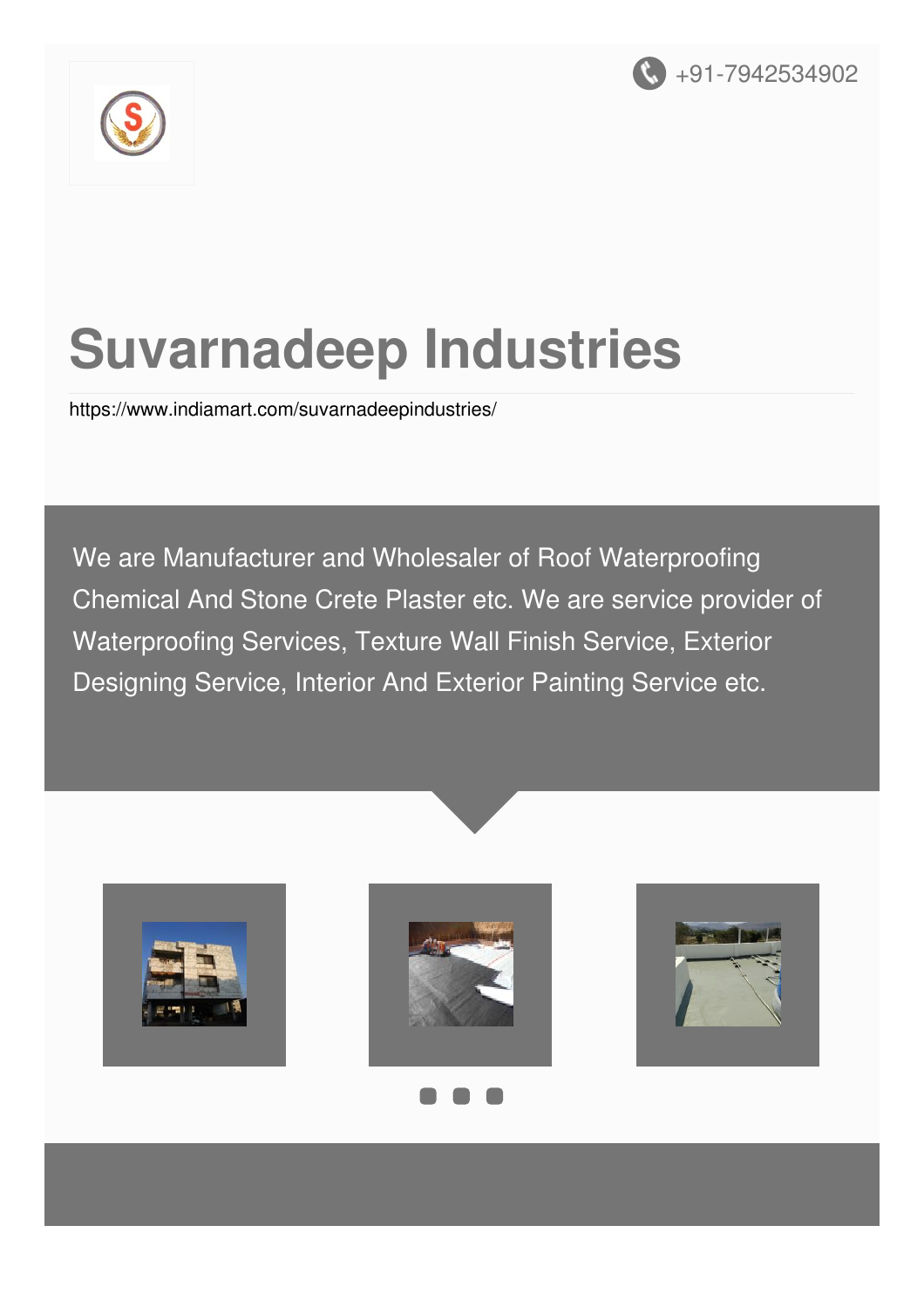+91-7942534902

# Suvarnadeep Industries

https://www.indiamart.com/suvarnadeepindustries/

We are Manufacturer and Wholesaler of Roof Waterproofing Chemical And Stone Crete Plaster etc. We are service provider of Waterproofing Services, Texture Wall Finish Service, Exterior Designing Service, Interior And Exterior Painting Service etc.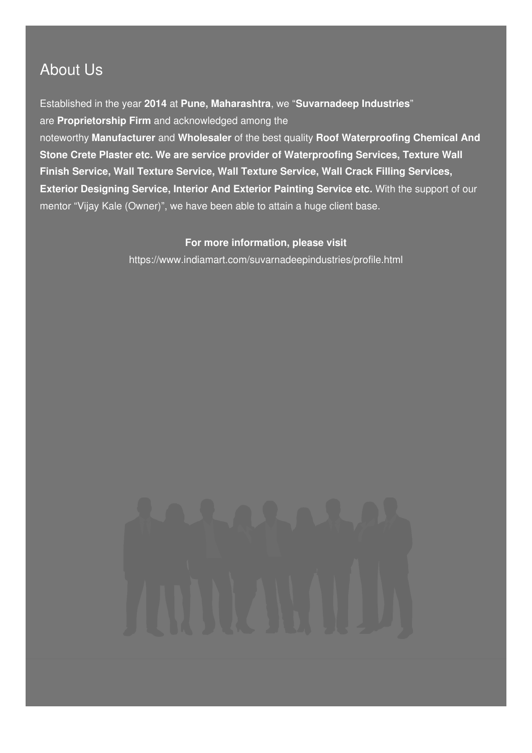## About Us

Established in the year **2014** at **Pune, Maharashtra**, we "**Suvarnadeep Industries**" are **Proprietorship Firm** and acknowledged among the noteworthy **Manufacturer** and **Wholesaler** of the best quality **Roof Waterproofing Chemical And Stone Crete Plaster etc. We are service provider of Waterproofing Services, Texture Wall Finish Service, Wall Texture Service, Wall Texture Service, Wall Crack Filling Services, Exterior Designing Service, Interior And Exterior Painting Service etc.** With the support of our mentor "Vijay Kale (Owner)", we have been able to attain a huge client base.

**For more information, please visit**

https://www.indiamart.com/suvarnadeepindustries/profile.html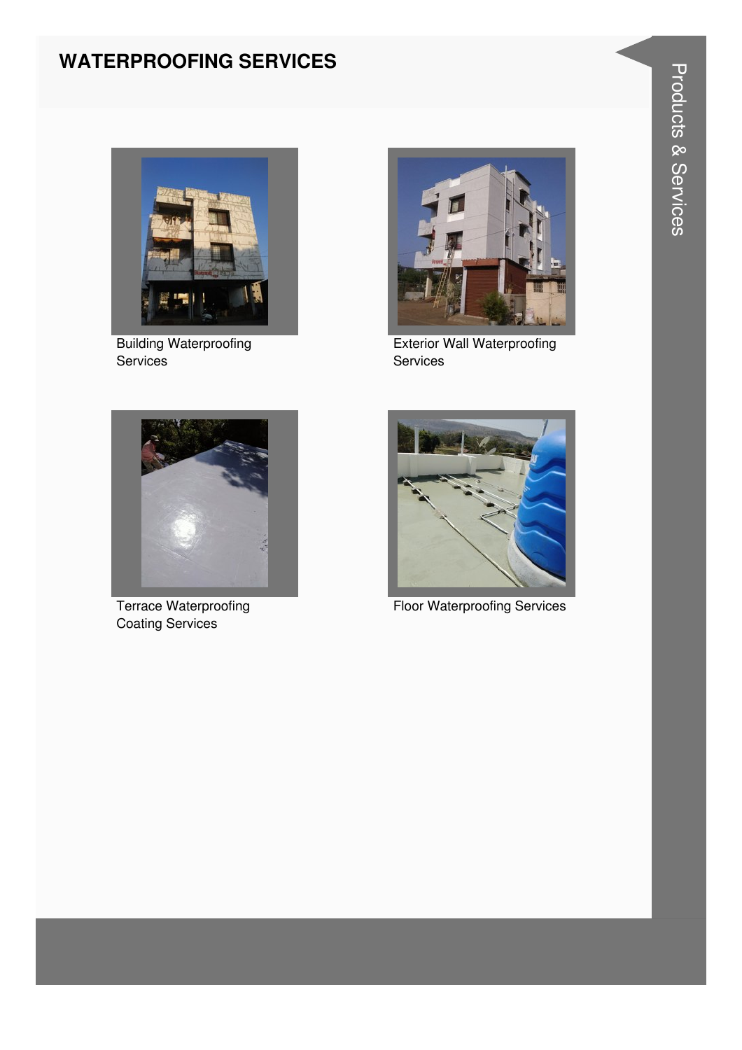## WATERPROOFING SERVICES

Building Waterproofing Services

Exterior Wall Waterproofing Services

Terrace Waterproofing Coating Services

Floor Waterproofing Services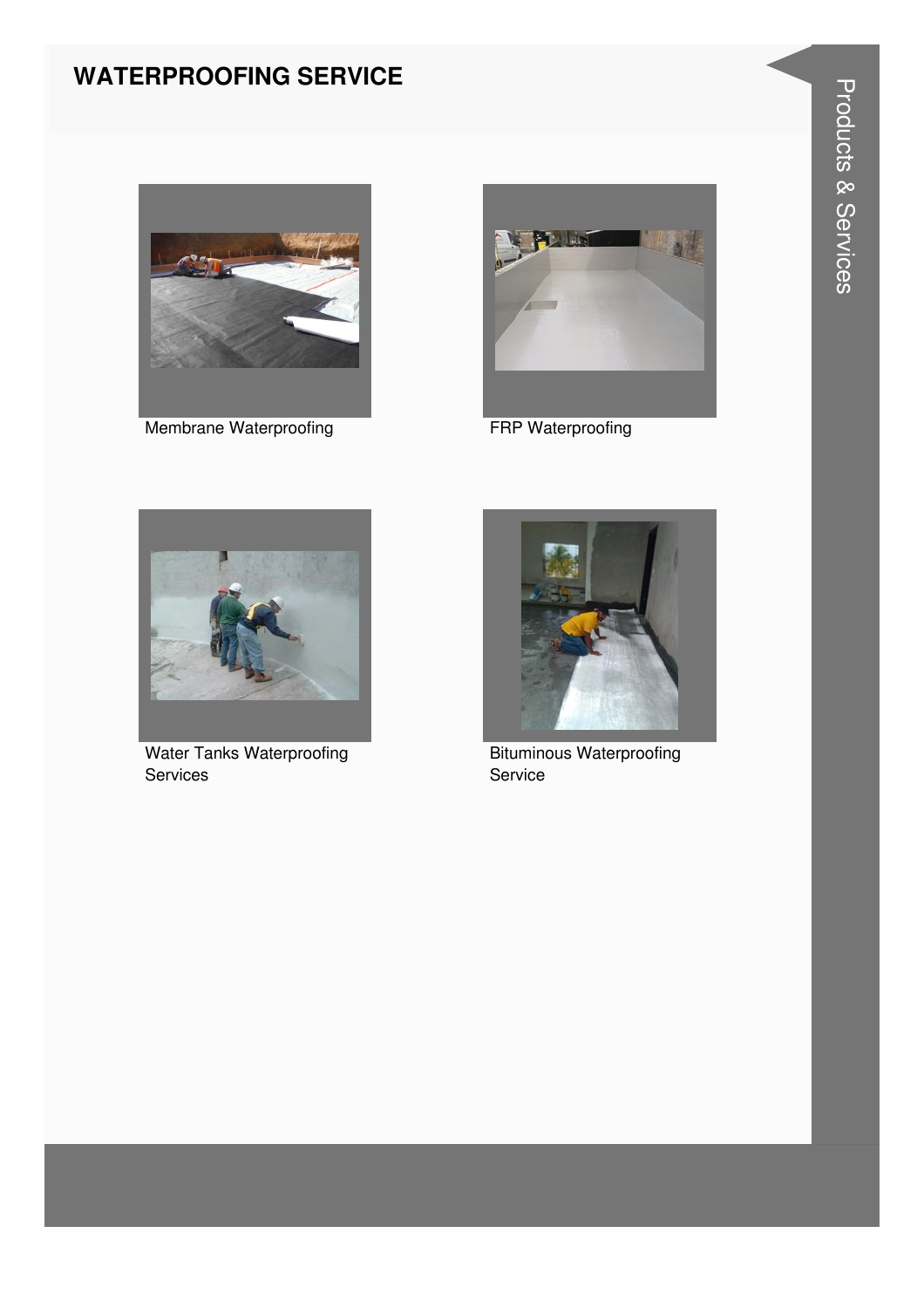## WATERPROOFING SERVICE

Membrane Waterproofing

FRP Waterproofing

Water Tanks Waterproofing Services

Bituminous Waterproofing Service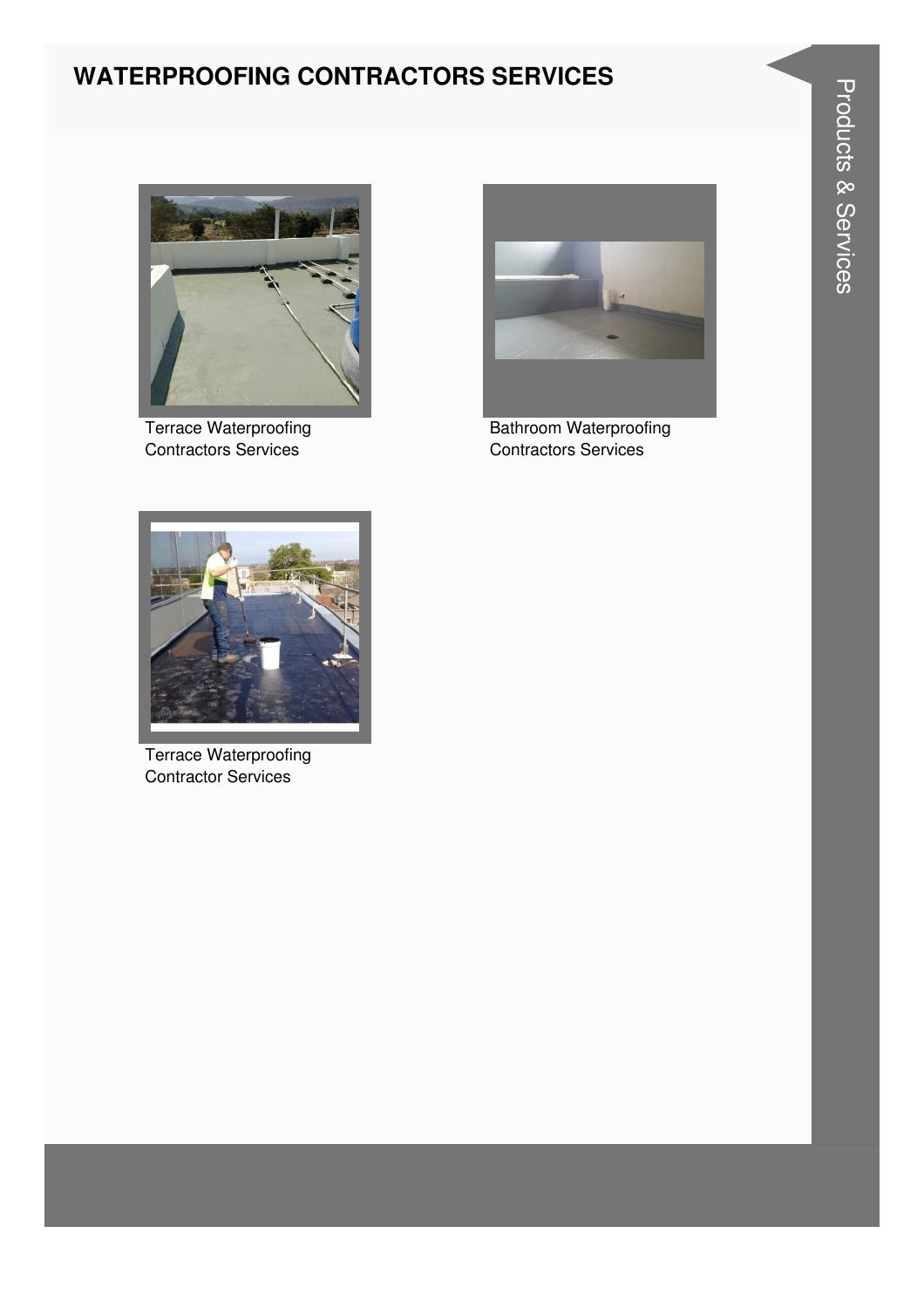## WATERPROOFING CONTRACTORS SERVICES

Terrace Waterproofing Contractors Services

Bathroom Waterproofing Contractors Services

Terrace Waterproofing Contractor Services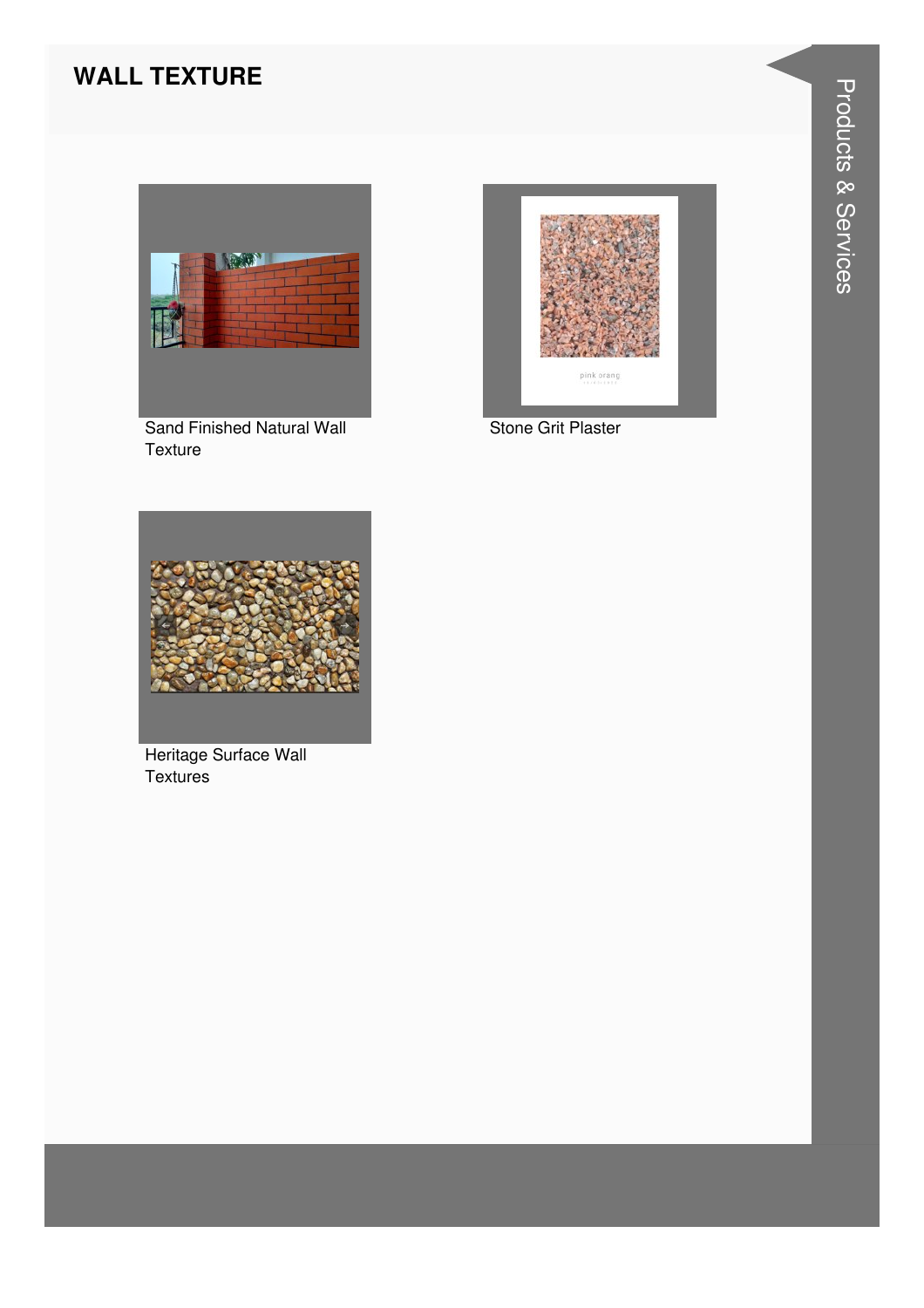## WALL TEXTURE

Sand Finished Natural Wall Texture

Stone Grit Plaster

Heritage Surface Wall Textures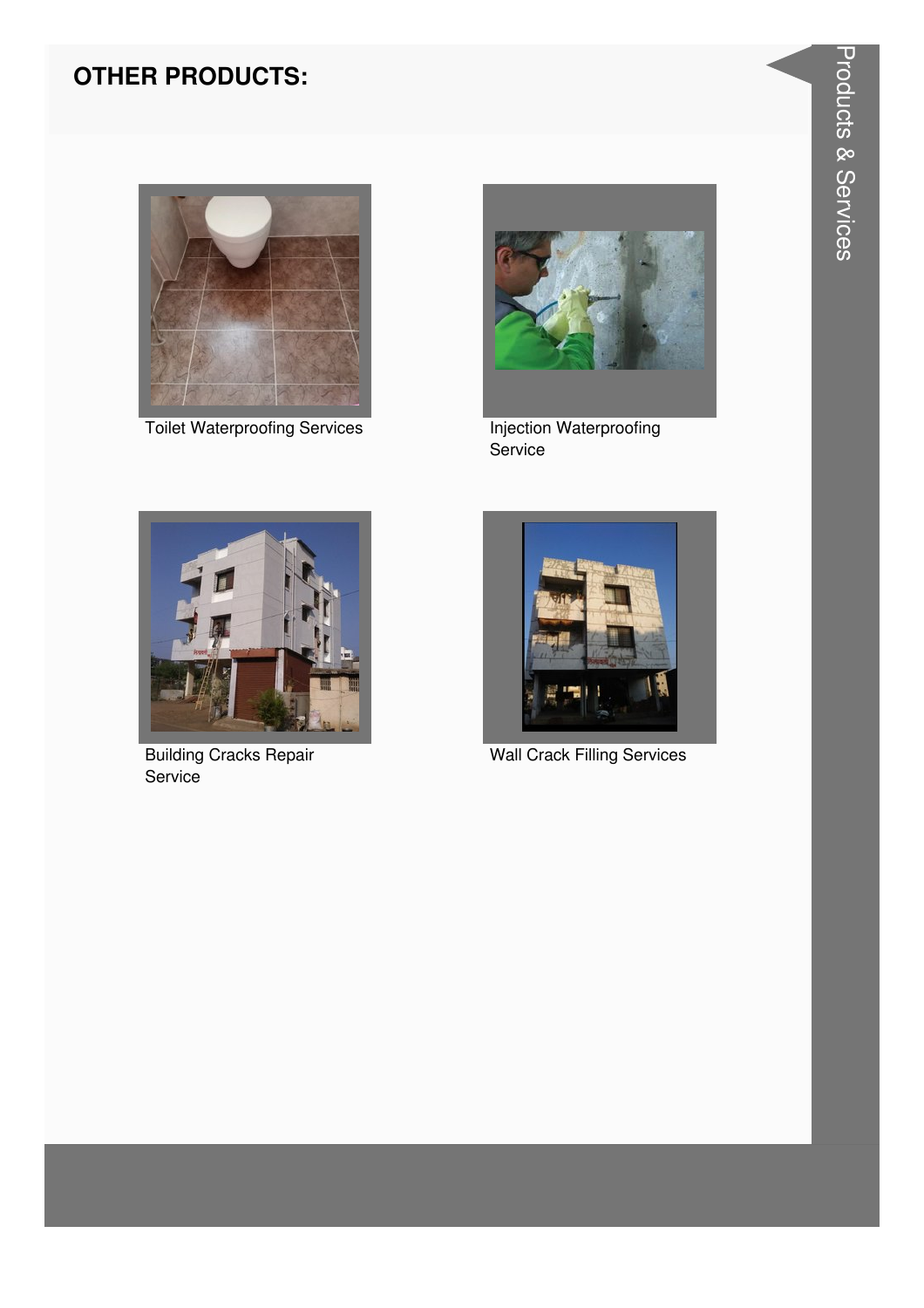## OTHER PRODUCTS:

Toilet Waterproofing Services

Injection Waterproofing Service

Building Cracks Repair Service

Wall Crack Filling Services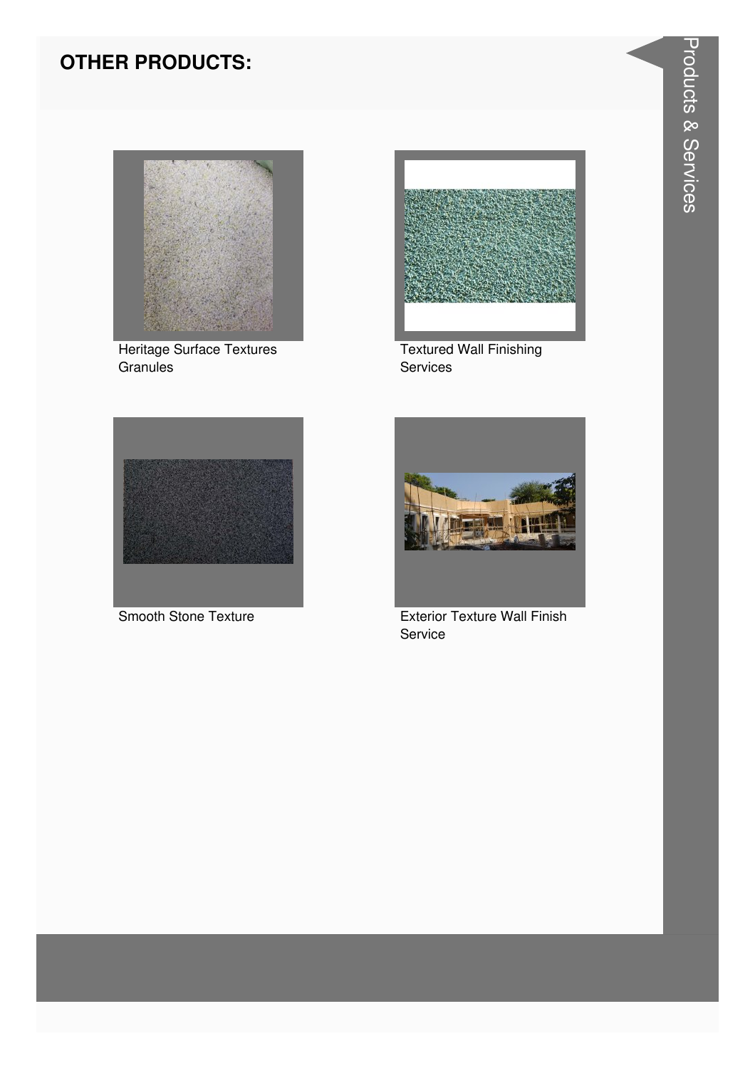## OTHER PRODUCTS:

Heritage Surface Textures Granules

Textured Wall Finishing Services

Smooth Stone Texture

Exterior Texture Wall Finish Service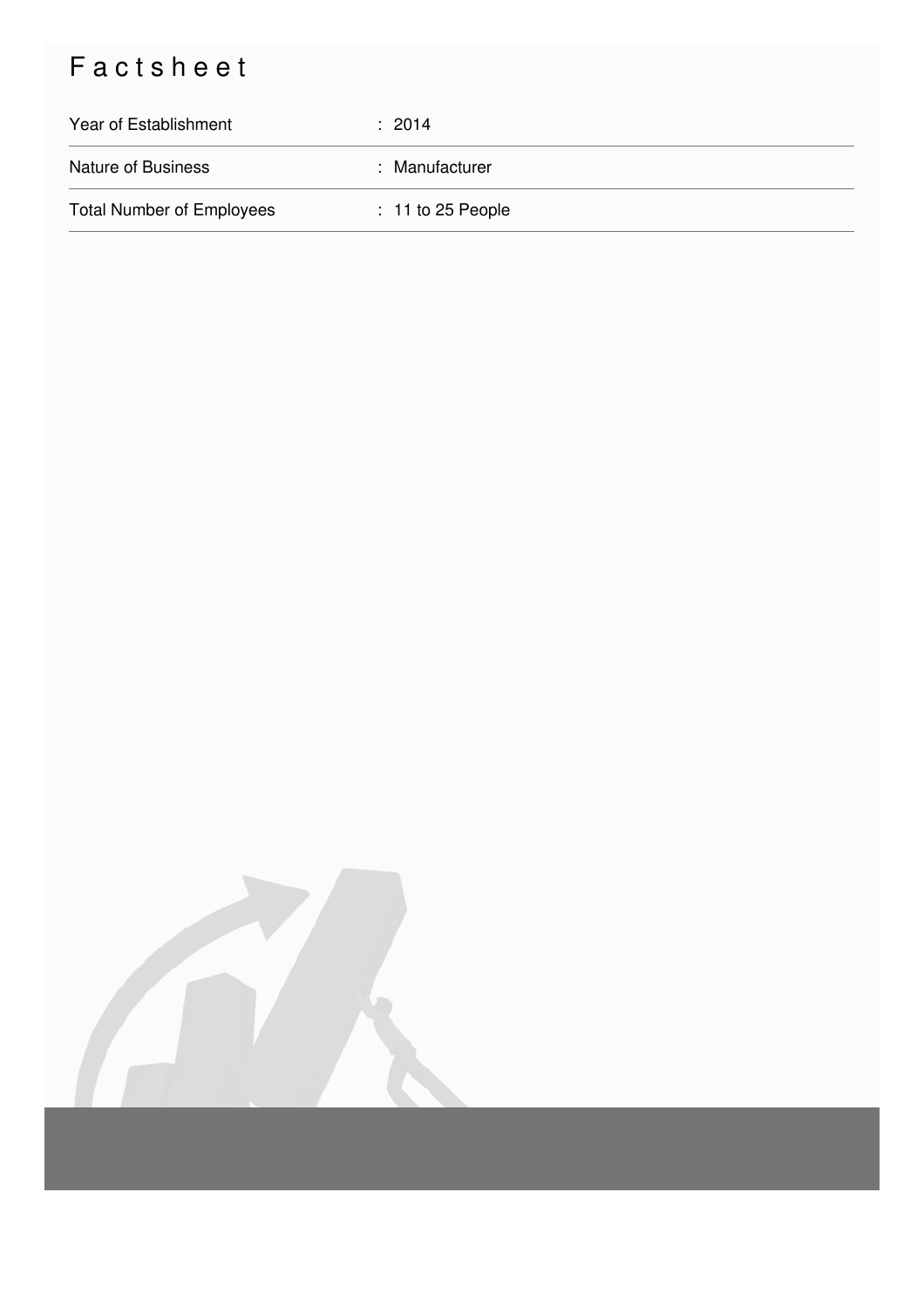# Factsheet

| | |
|---|---|
| Year of Establishment | : 2014 |
| Nature of Business | : Manufacturer |
| Total Number of Employees | : 11 to 25 People |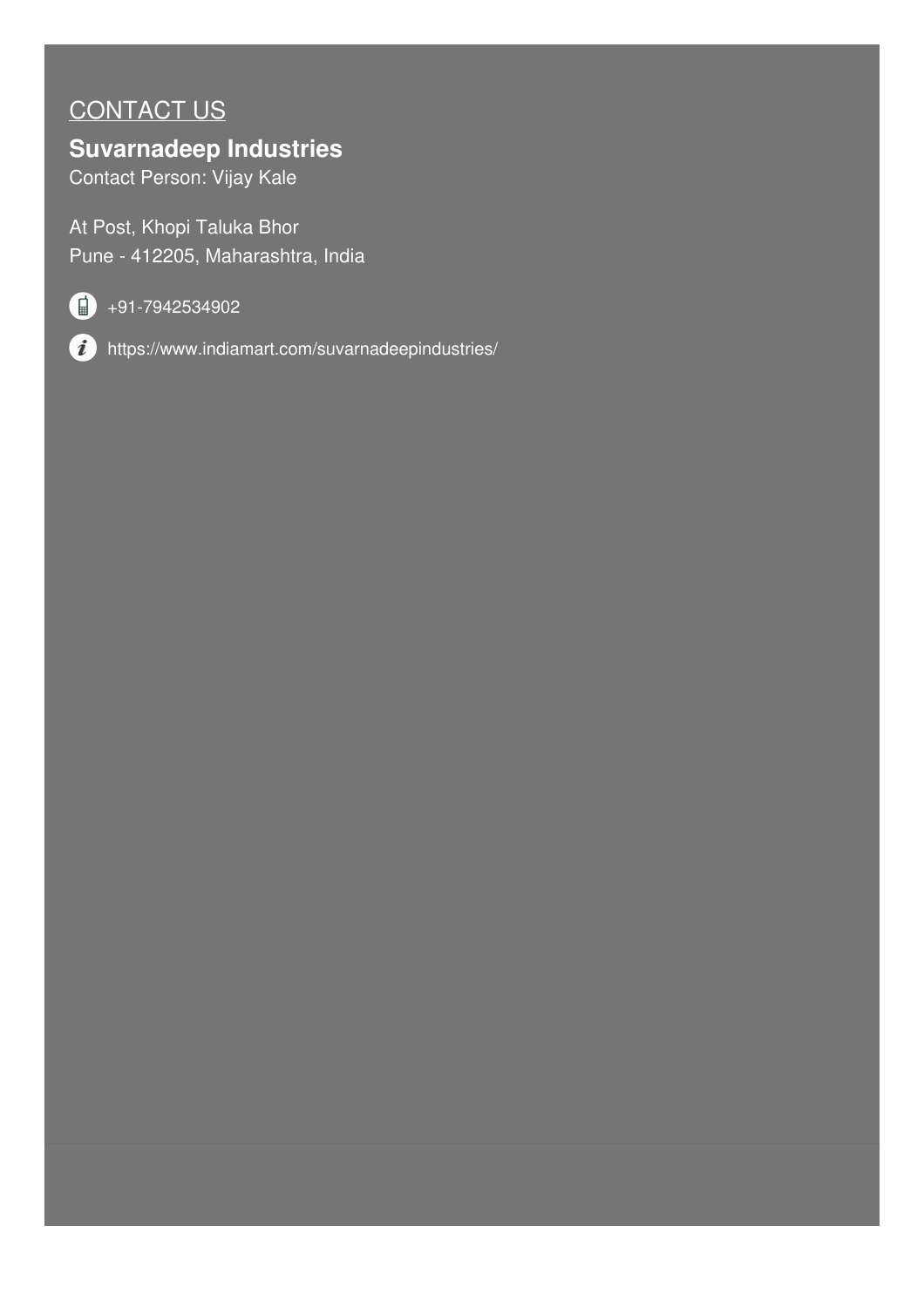## CONTACT US

### Suvarnadeep Industries

Contact Person: Vijay Kale

At Post, Khopi Taluka Bhor
Pune - 412205, Maharashtra, India

+91-7942534902

https://www.indiamart.com/suvarnadeepindustries/